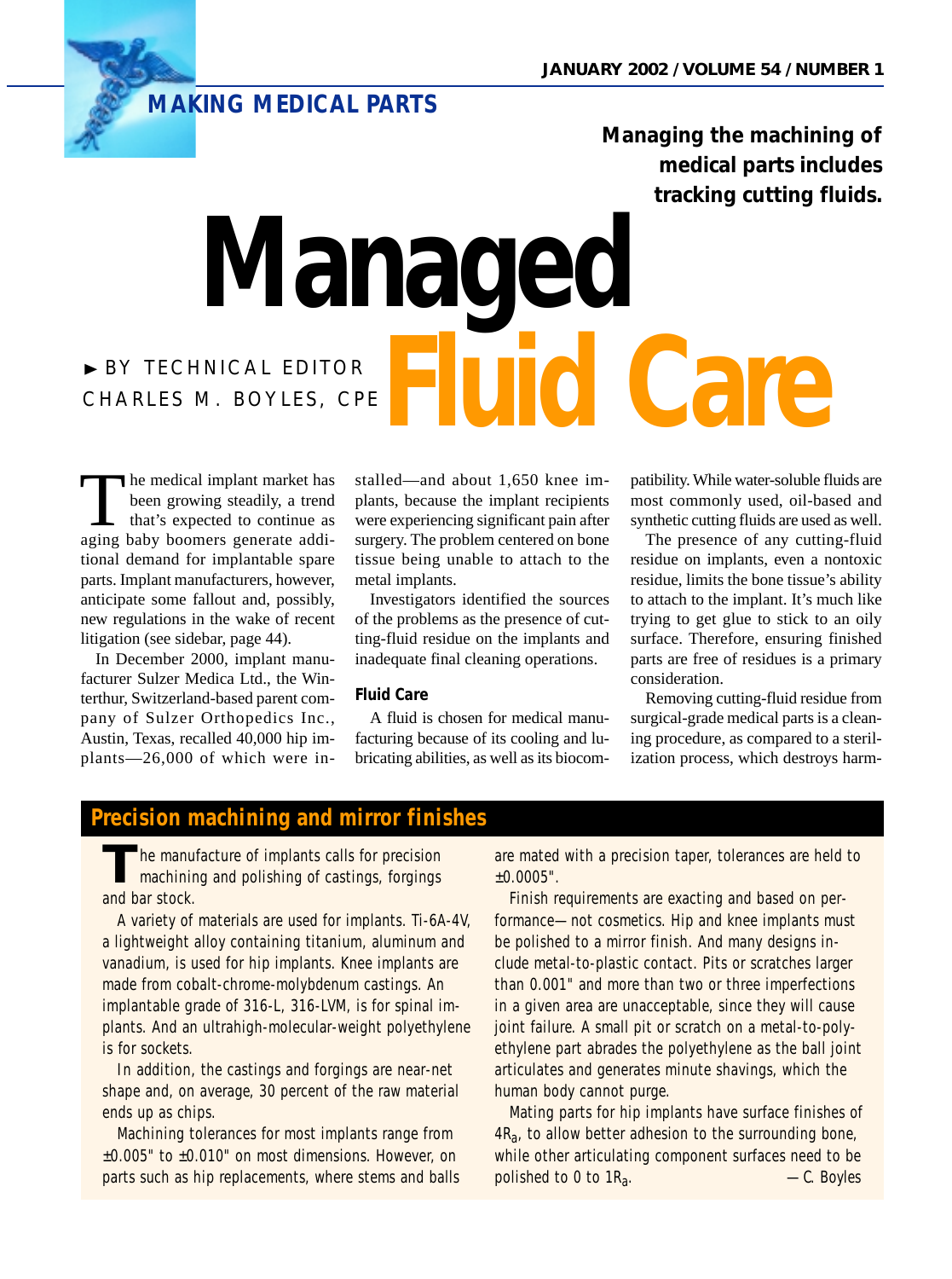MAKING MEDICAL PARTS

**Managing the machining of medical parts includes tracking cutting fluids.**

# Managed Fluid Care

► BY TECHNICAL EDITOR CHARLES M. BOYLES, CPE

The medical implant market has been growing steadily, a trend that's expected to continue as aging baby boomers generate additional demand for implantable spare parts. Implant manufacturers, however, anticipate some fallout and, possibly, new regulations in the wake of recent litigation (see sidebar, page 44).

In December 2000, implant manufacturer Sulzer Medica Ltd., the Winterthur, Switzerland-based parent company of Sulzer Orthopedics Inc., Austin, Texas, recalled 40,000 hip implants—26,000 of which were installed—and about 1,650 knee implants, because the implant recipients were experiencing significant pain after surgery. The problem centered on bone tissue being unable to attach to the metal implants.

Investigators identified the sources of the problems as the presence of cutting-fluid residue on the implants and inadequate final cleaning operations.

### Fluid Care

A fluid is chosen for medical manufacturing because of its cooling and lubricating abilities, as well as its biocompatibility. While water-soluble fluids are most commonly used, oil-based and synthetic cutting fluids are used as well.

The presence of any cutting-fluid residue on implants, even a nontoxic residue, limits the bone tissue's ability to attach to the implant. It's much like trying to get glue to stick to an oily surface. Therefore, ensuring finished parts are free of residues is a primary consideration.

Removing cutting-fluid residue from surgical-grade medical parts is a cleaning procedure, as compared to a sterilization process, which destroys harm-

## Precision machining and mirror finishes

The manufacture of implants calls for precision machining and polishing of castings, forgings and bar stock.

A variety of materials are used for implants. Ti-6A-4V, a lightweight alloy containing titanium, aluminum and vanadium, is used for hip implants. Knee implants are made from cobalt-chrome-molybdenum castings. An implantable grade of 316-L, 316-LVM, is for spinal implants. And an ultrahigh-molecular-weight polyethylene is for sockets.

In addition, the castings and forgings are near-net shape and, on average, 30 percent of the raw material ends up as chips.

Machining tolerances for most implants range from ±0.005" to ±0.010" on most dimensions. However, on parts such as hip replacements, where stems and balls are mated with a precision taper, tolerances are held to ±0.0005".

Finish requirements are exacting and based on performance—not cosmetics. Hip and knee implants must be polished to a mirror finish. And many designs include metal-to-plastic contact. Pits or scratches larger than 0.001" and more than two or three imperfections in a given area are unacceptable, since they will cause joint failure. A small pit or scratch on a metal-to-polyethylene part abrades the polyethylene as the ball joint articulates and generates minute shavings, which the human body cannot purge.

Mating parts for hip implants have surface finishes of $4R_a$, to allow better adhesion to the surrounding bone, while other articulating component surfaces need to be polished to 0 to $1R_a$.

—C. Boyles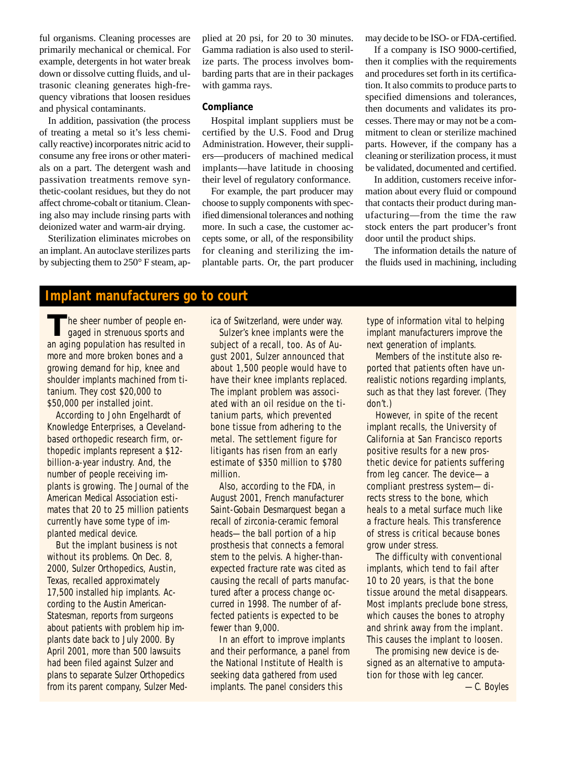ful organisms. Cleaning processes are primarily mechanical or chemical. For example, detergents in hot water break down or dissolve cutting fluids, and ultrasonic cleaning generates high-frequency vibrations that loosen residues and physical contaminants.

In addition, passivation (the process of treating a metal so it's less chemically reactive) incorporates nitric acid to consume any free irons or other materials on a part. The detergent wash and passivation treatments remove synthetic-coolant residues, but they do not affect chrome-cobalt or titanium. Cleaning also may include rinsing parts with deionized water and warm-air drying.

Sterilization eliminates microbes on an implant. An autoclave sterilizes parts by subjecting them to 250° F steam, applied at 20 psi, for 20 to 30 minutes. Gamma radiation is also used to sterilize parts. The process involves bombarding parts that are in their packages with gamma rays.

### Compliance

Hospital implant suppliers must be certified by the U.S. Food and Drug Administration. However, their suppliers—producers of machined medical implants—have latitude in choosing their level of regulatory conformance.

For example, the part producer may choose to supply components with specified dimensional tolerances and nothing more. In such a case, the customer accepts some, or all, of the responsibility for cleaning and sterilizing the implantable parts. Or, the part producer may decide to be ISO- or FDA-certified.

If a company is ISO 9000-certified, then it complies with the requirements and procedures set forth in its certification. It also commits to produce parts to specified dimensions and tolerances, then documents and validates its processes. There may or may not be a commitment to clean or sterilize machined parts. However, if the company has a cleaning or sterilization process, it must be validated, documented and certified.

In addition, customers receive information about every fluid or compound that contacts their product during manufacturing—from the time the raw stock enters the part producer's front door until the product ships.

The information details the nature of the fluids used in machining, including

## Implant manufacturers go to court

The sheer number of people engaged in strenuous sports and an aging population has resulted in more and more broken bones and a growing demand for hip, knee and shoulder implants machined from titanium. They cost $20,000 to $50,000 per installed joint.

According to John Engelhardt of Knowledge Enterprises, a Cleveland-based orthopedic research firm, orthopedic implants represent a $12-billion-a-year industry. And, the number of people receiving implants is growing. The Journal of the American Medical Association estimates that 20 to 25 million patients currently have some type of implanted medical device.

But the implant business is not without its problems. On Dec. 8, 2000, Sulzer Orthopedics, Austin, Texas, recalled approximately 17,500 installed hip implants. According to the Austin American-Statesman, reports from surgeons about patients with problem hip implants date back to July 2000. By April 2001, more than 500 lawsuits had been filed against Sulzer and plans to separate Sulzer Orthopedics from its parent company, Sulzer Medica of Switzerland, were under way.

Sulzer's knee implants were the subject of a recall, too. As of August 2001, Sulzer announced that about 1,500 people would have to have their knee implants replaced. The implant problem was associated with an oil residue on the titanium parts, which prevented bone tissue from adhering to the metal. The settlement figure for litigants has risen from an early estimate of $350 million to $780 million.

Also, according to the FDA, in August 2001, French manufacturer Saint-Gobain Desmarquest began a recall of zirconia-ceramic femoral heads—the ball portion of a hip prosthesis that connects a femoral stem to the pelvis. A higher-than-expected fracture rate was cited as causing the recall of parts manufactured after a process change occurred in 1998. The number of affected patients is expected to be fewer than 9,000.

In an effort to improve implants and their performance, a panel from the National Institute of Health is seeking data gathered from used implants. The panel considers this type of information vital to helping implant manufacturers improve the next generation of implants.

Members of the institute also reported that patients often have unrealistic notions regarding implants, such as that they last forever. (They don't.)

However, in spite of the recent implant recalls, the University of California at San Francisco reports positive results for a new prosthetic device for patients suffering from leg cancer. The device—a compliant prestress system—directs stress to the bone, which heals to a metal surface much like a fracture heals. This transference of stress is critical because bones grow under stress.

The difficulty with conventional implants, which tend to fail after 10 to 20 years, is that the bone tissue around the metal disappears. Most implants preclude bone stress, which causes the bones to atrophy and shrink away from the implant. This causes the implant to loosen.

The promising new device is designed as an alternative to amputation for those with leg cancer.

—C. Boyles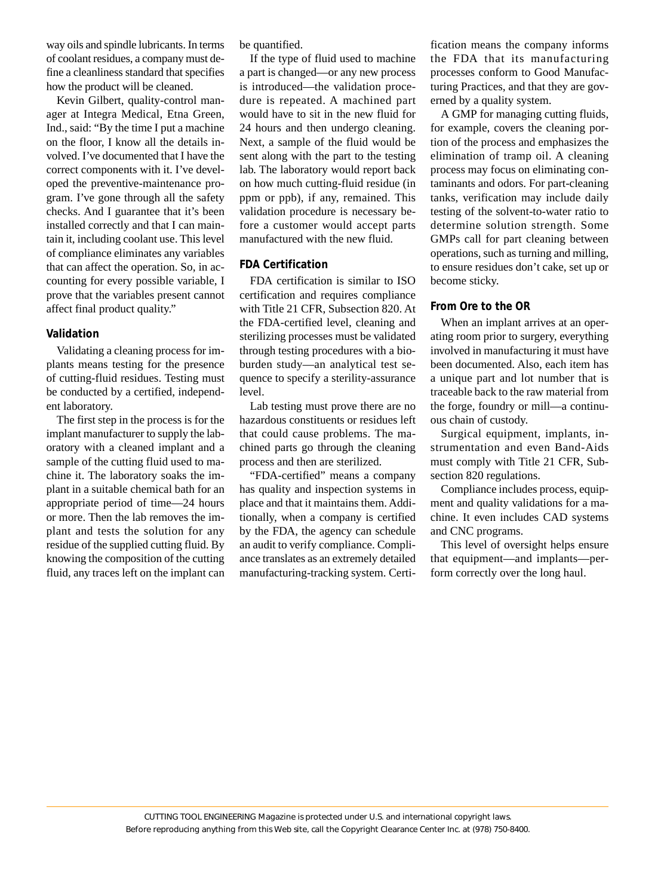way oils and spindle lubricants. In terms of coolant residues, a company must define a cleanliness standard that specifies how the product will be cleaned.

Kevin Gilbert, quality-control manager at Integra Medical, Etna Green, Ind., said: "By the time I put a machine on the floor, I know all the details involved. I've documented that I have the correct components with it. I've developed the preventive-maintenance program. I've gone through all the safety checks. And I guarantee that it's been installed correctly and that I can maintain it, including coolant use. This level of compliance eliminates any variables that can affect the operation. So, in accounting for every possible variable, I prove that the variables present cannot affect final product quality."

### Validation

Validating a cleaning process for implants means testing for the presence of cutting-fluid residues. Testing must be conducted by a certified, independent laboratory.

The first step in the process is for the implant manufacturer to supply the laboratory with a cleaned implant and a sample of the cutting fluid used to machine it. The laboratory soaks the implant in a suitable chemical bath for an appropriate period of time—24 hours or more. Then the lab removes the implant and tests the solution for any residue of the supplied cutting fluid. By knowing the composition of the cutting fluid, any traces left on the implant can be quantified.

If the type of fluid used to machine a part is changed—or any new process is introduced—the validation procedure is repeated. A machined part would have to sit in the new fluid for 24 hours and then undergo cleaning. Next, a sample of the fluid would be sent along with the part to the testing lab. The laboratory would report back on how much cutting-fluid residue (in ppm or ppb), if any, remained. This validation procedure is necessary before a customer would accept parts manufactured with the new fluid.

### FDA Certification

FDA certification is similar to ISO certification and requires compliance with Title 21 CFR, Subsection 820. At the FDA-certified level, cleaning and sterilizing processes must be validated through testing procedures with a bioburden study—an analytical test sequence to specify a sterility-assurance level.

Lab testing must prove there are no hazardous constituents or residues left that could cause problems. The machined parts go through the cleaning process and then are sterilized.

"FDA-certified" means a company has quality and inspection systems in place and that it maintains them. Additionally, when a company is certified by the FDA, the agency can schedule an audit to verify compliance. Compliance translates as an extremely detailed manufacturing-tracking system. Certification means the company informs the FDA that its manufacturing processes conform to Good Manufacturing Practices, and that they are governed by a quality system.

A GMP for managing cutting fluids, for example, covers the cleaning portion of the process and emphasizes the elimination of tramp oil. A cleaning process may focus on eliminating contaminants and odors. For part-cleaning tanks, verification may include daily testing of the solvent-to-water ratio to determine solution strength. Some GMPs call for part cleaning between operations, such as turning and milling, to ensure residues don't cake, set up or become sticky.

### From Ore to the OR

When an implant arrives at an operating room prior to surgery, everything involved in manufacturing it must have been documented. Also, each item has a unique part and lot number that is traceable back to the raw material from the forge, foundry or mill—a continuous chain of custody.

Surgical equipment, implants, instrumentation and even Band-Aids must comply with Title 21 CFR, Subsection 820 regulations.

Compliance includes process, equipment and quality validations for a machine. It even includes CAD systems and CNC programs.

This level of oversight helps ensure that equipment—and implants—perform correctly over the long haul.